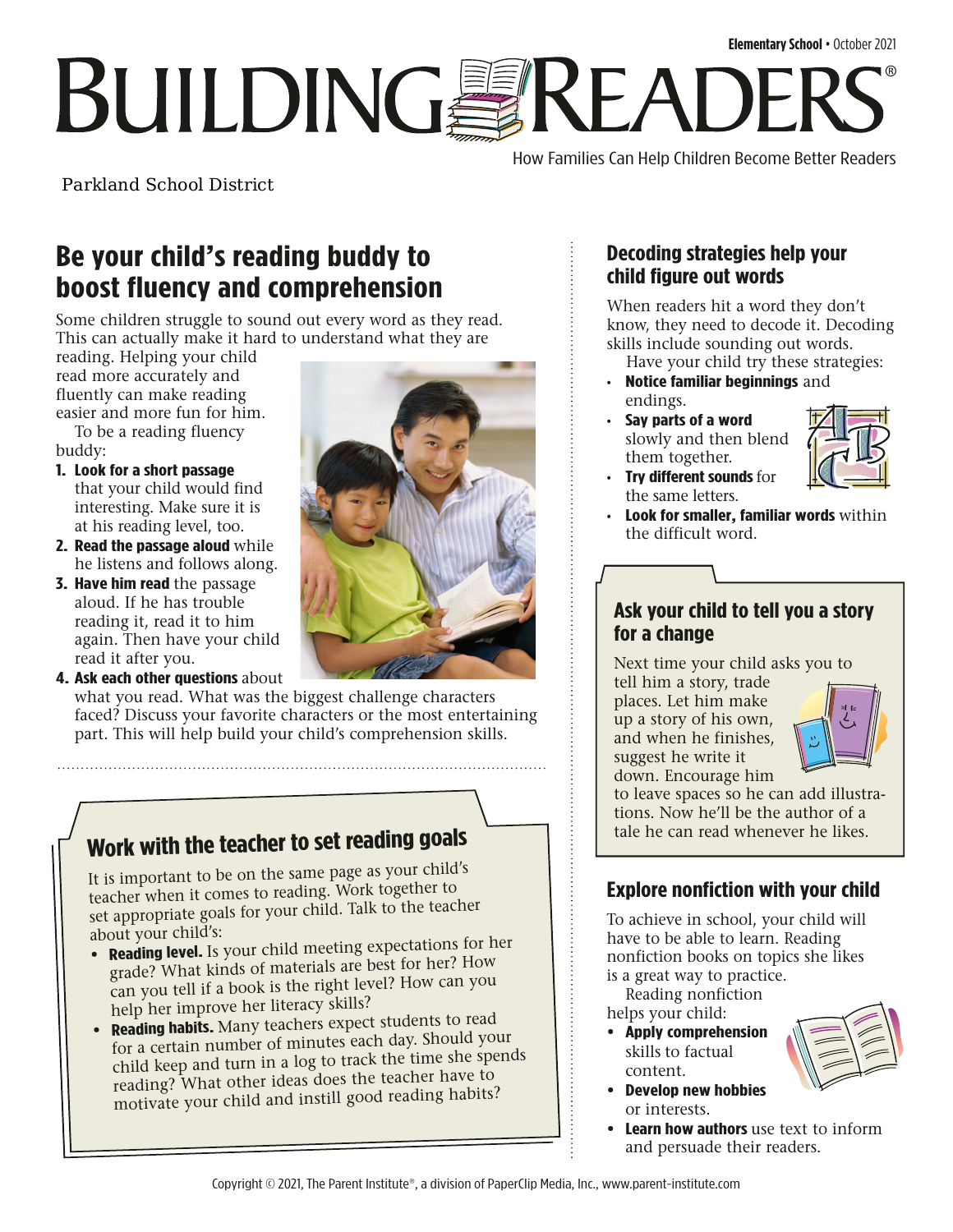Elementary School • October 2021

# BUILDING READERS®

How Families Can Help Children Become Better Readers

Parkland School District

## Be your child's reading buddy to boost fluency and comprehension

Some children struggle to sound out every word as they read. This can actually make it hard to understand what they are reading. Helping your child read more accurately and fluently can make reading easier and more fun for him.

To be a reading fluency buddy:

1. **Look for a short passage** that your child would find interesting. Make sure it is at his reading level, too.
2. **Read the passage aloud** while he listens and follows along.
3. **Have him read** the passage aloud. If he has trouble reading it, read it to him again. Then have your child read it after you.
4. **Ask each other questions** about what you read. What was the biggest challenge characters faced? Discuss your favorite characters or the most entertaining part. This will help build your child's comprehension skills.

## Work with the teacher to set reading goals

It is important to be on the same page as your child's teacher when it comes to reading. Work together to set appropriate goals for your child. Talk to the teacher about your child's:

- **Reading level.** Is your child meeting expectations for her grade? What kinds of materials are best for her? How can you tell if a book is the right level? How can you help her improve her literacy skills?
- **Reading habits.** Many teachers expect students to read for a certain number of minutes each day. Should your child keep and turn in a log to track the time she spends reading? What other ideas does the teacher have to motivate your child and instill good reading habits?

## Decoding strategies help your child figure out words

When readers hit a word they don't know, they need to decode it. Decoding skills include sounding out words.

Have your child try these strategies:

- **Notice familiar beginnings** and endings.
- **Say parts of a word** slowly and then blend them together.
- **Try different sounds** for the same letters.
- **Look for smaller, familiar words** within the difficult word.

## Ask your child to tell you a story for a change

Next time your child asks you to tell him a story, trade places. Let him make up a story of his own, and when he finishes, suggest he write it down. Encourage him to leave spaces so he can add illustrations. Now he'll be the author of a tale he can read whenever he likes.

## Explore nonfiction with your child

To achieve in school, your child will have to be able to learn. Reading nonfiction books on topics she likes is a great way to practice.

Reading nonfiction helps your child:

- **Apply comprehension** skills to factual content.
- **Develop new hobbies** or interests.
- **Learn how authors** use text to inform and persuade their readers.

Copyright © 2021, The Parent Institute®, a division of PaperClip Media, Inc., www.parent-institute.com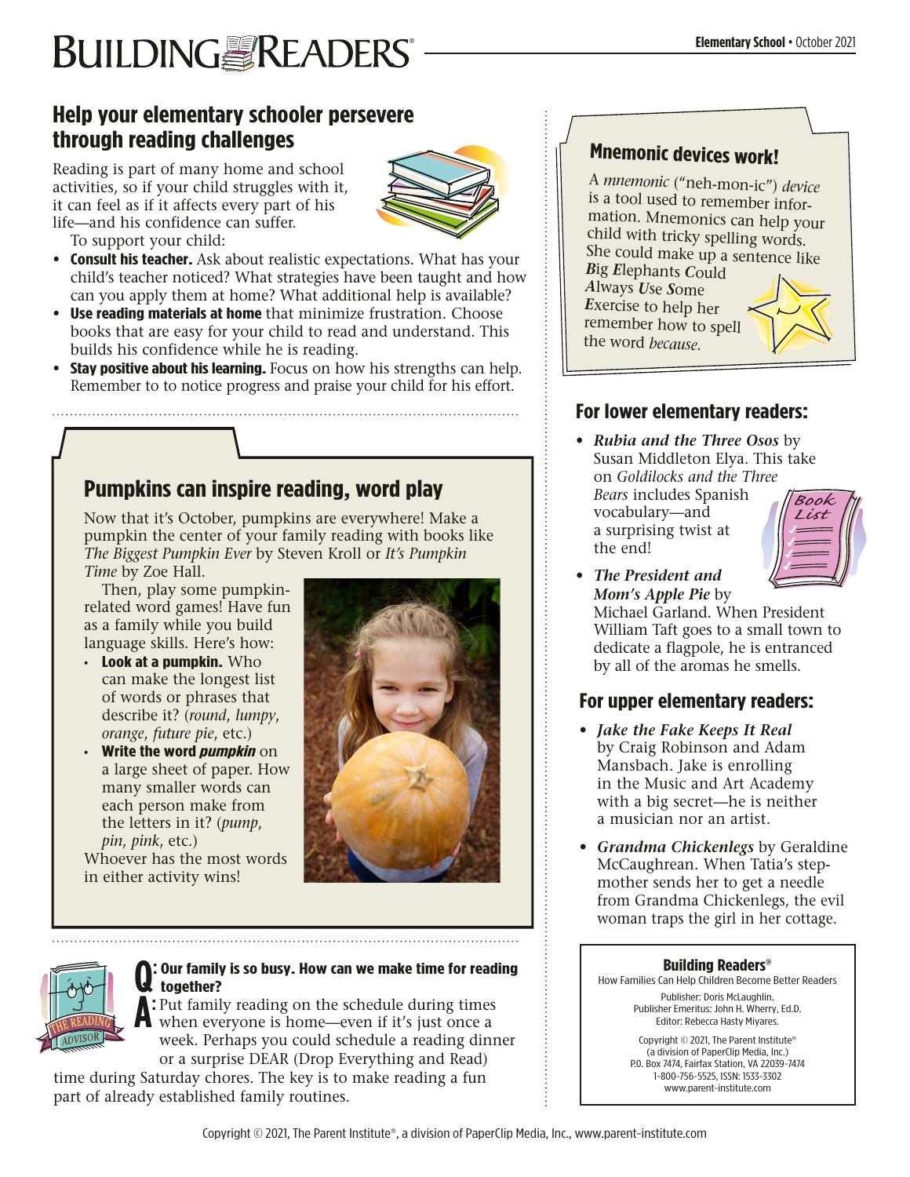# Building Readers

Elementary School • October 2021

## Help your elementary schooler persevere through reading challenges

Reading is part of many home and school activities, so if your child struggles with it, it can feel as if it affects every part of his life—and his confidence can suffer.

To support your child:

- **Consult his teacher.** Ask about realistic expectations. What has your child's teacher noticed? What strategies have been taught and how can you apply them at home? What additional help is available?
- **Use reading materials at home** that minimize frustration. Choose books that are easy for your child to read and understand. This builds his confidence while he is reading.
- **Stay positive about his learning.** Focus on how his strengths can help. Remember to to notice progress and praise your child for his effort.

## Pumpkins can inspire reading, word play

Now that it's October, pumpkins are everywhere! Make a pumpkin the center of your family reading with books like *The Biggest Pumpkin Ever* by Steven Kroll or *It's Pumpkin Time* by Zoe Hall.

Then, play some pumpkin-related word games! Have fun as a family while you build language skills. Here's how:

- **Look at a pumpkin.** Who can make the longest list of words or phrases that describe it? (*round*, *lumpy*, *orange*, *future pie*, etc.)
- **Write the word *pumpkin*** on a large sheet of paper. How many smaller words can each person make from the letters in it? (*pump*, *pin*, *pink*, etc.)

Whoever has the most words in either activity wins!

**Q: Our family is so busy. How can we make time for reading together?**

**A:** Put family reading on the schedule during times when everyone is home—even if it's just once a week. Perhaps you could schedule a reading dinner or a surprise DEAR (Drop Everything and Read) time during Saturday chores. The key is to make reading a fun part of already established family routines.

## Mnemonic devices work!

A *mnemonic* ("neh-mon-ic") *device* is a tool used to remember information. Mnemonics can help your child with tricky spelling words. She could make up a sentence like ***B**ig **E**lephants **C**ould **A**lways **U**se **S**ome **E**xercise* to help her remember how to spell the word *because*.

## For lower elementary readers:

- ***Rubia and the Three Osos*** by Susan Middleton Elya. This take on *Goldilocks and the Three Bears* includes Spanish vocabulary—and a surprising twist at the end!
- ***The President and Mom's Apple Pie*** by Michael Garland. When President William Taft goes to a small town to dedicate a flagpole, he is entranced by all of the aromas he smells.

## For upper elementary readers:

- ***Jake the Fake Keeps It Real*** by Craig Robinson and Adam Mansbach. Jake is enrolling in the Music and Art Academy with a big secret—he is neither a musician nor an artist.
- ***Grandma Chickenlegs*** by Geraldine McCaughrean. When Tatia's stepmother sends her to get a needle from Grandma Chickenlegs, the evil woman traps the girl in her cottage.

**Building Readers®**
How Families Can Help Children Become Better Readers
Publisher: Doris McLaughlin.
Publisher Emeritus: John H. Wherry, Ed.D.
Editor: Rebecca Hasty Miyares.
Copyright © 2021, The Parent Institute®
(a division of PaperClip Media, Inc.)
P.O. Box 7474, Fairfax Station, VA 22039-7474
1-800-756-5525, ISSN: 1533-3302
www.parent-institute.com